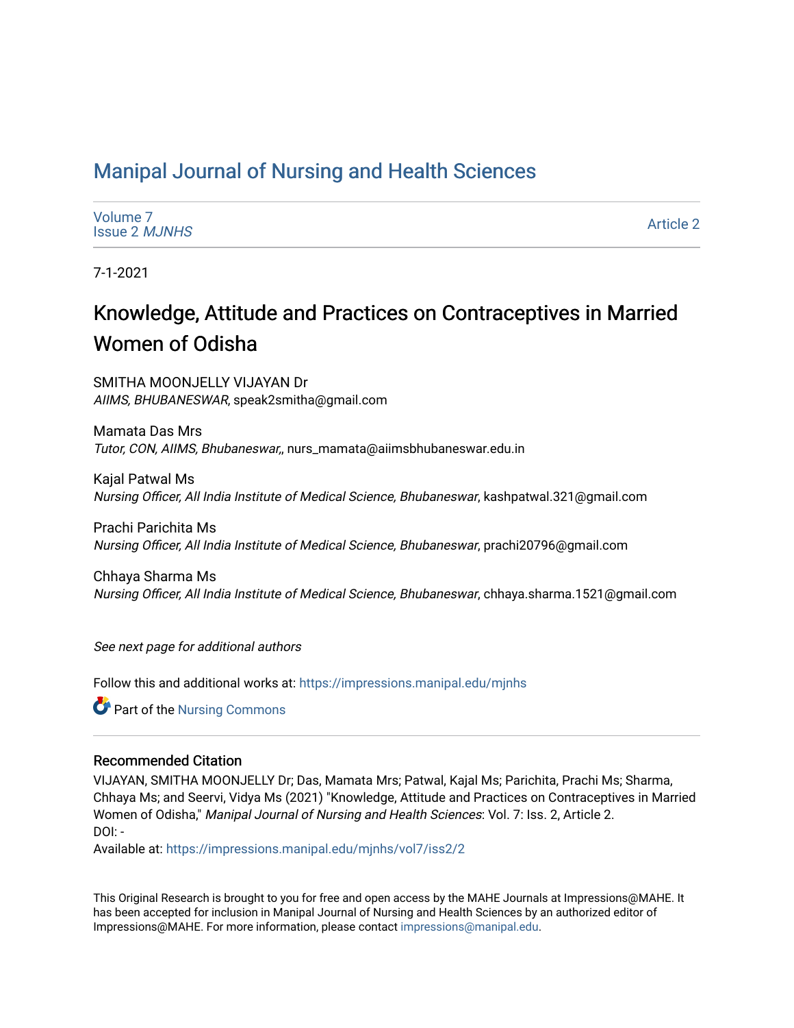# Manipal Journal of Nursing and Health Sciences

Volume 7
Issue 2 *MJNHS*

Article 2

7-1-2021

## Knowledge, Attitude and Practices on Contraceptives in Married Women of Odisha

SMITHA MOONJELLY VIJAYAN Dr
*AIIMS, BHUBANESWAR*, speak2smitha@gmail.com

Mamata Das Mrs
*Tutor, CON, AIIMS, Bhubaneswar,*, nurs_mamata@aiimsbhubaneswar.edu.in

Kajal Patwal Ms
*Nursing Officer, All India Institute of Medical Science, Bhubaneswar*, kashpatwal.321@gmail.com

Prachi Parichita Ms
*Nursing Officer, All India Institute of Medical Science, Bhubaneswar*, prachi20796@gmail.com

Chhaya Sharma Ms
*Nursing Officer, All India Institute of Medical Science, Bhubaneswar*, chhaya.sharma.1521@gmail.com

*See next page for additional authors*

Follow this and additional works at: https://impressions.manipal.edu/mjnhs

Part of the Nursing Commons

### Recommended Citation

VIJAYAN, SMITHA MOONJELLY Dr; Das, Mamata Mrs; Patwal, Kajal Ms; Parichita, Prachi Ms; Sharma, Chhaya Ms; and Seervi, Vidya Ms (2021) "Knowledge, Attitude and Practices on Contraceptives in Married Women of Odisha," *Manipal Journal of Nursing and Health Sciences*: Vol. 7: Iss. 2, Article 2.
DOI: -
Available at: https://impressions.manipal.edu/mjnhs/vol7/iss2/2

This Original Research is brought to you for free and open access by the MAHE Journals at Impressions@MAHE. It has been accepted for inclusion in Manipal Journal of Nursing and Health Sciences by an authorized editor of Impressions@MAHE. For more information, please contact impressions@manipal.edu.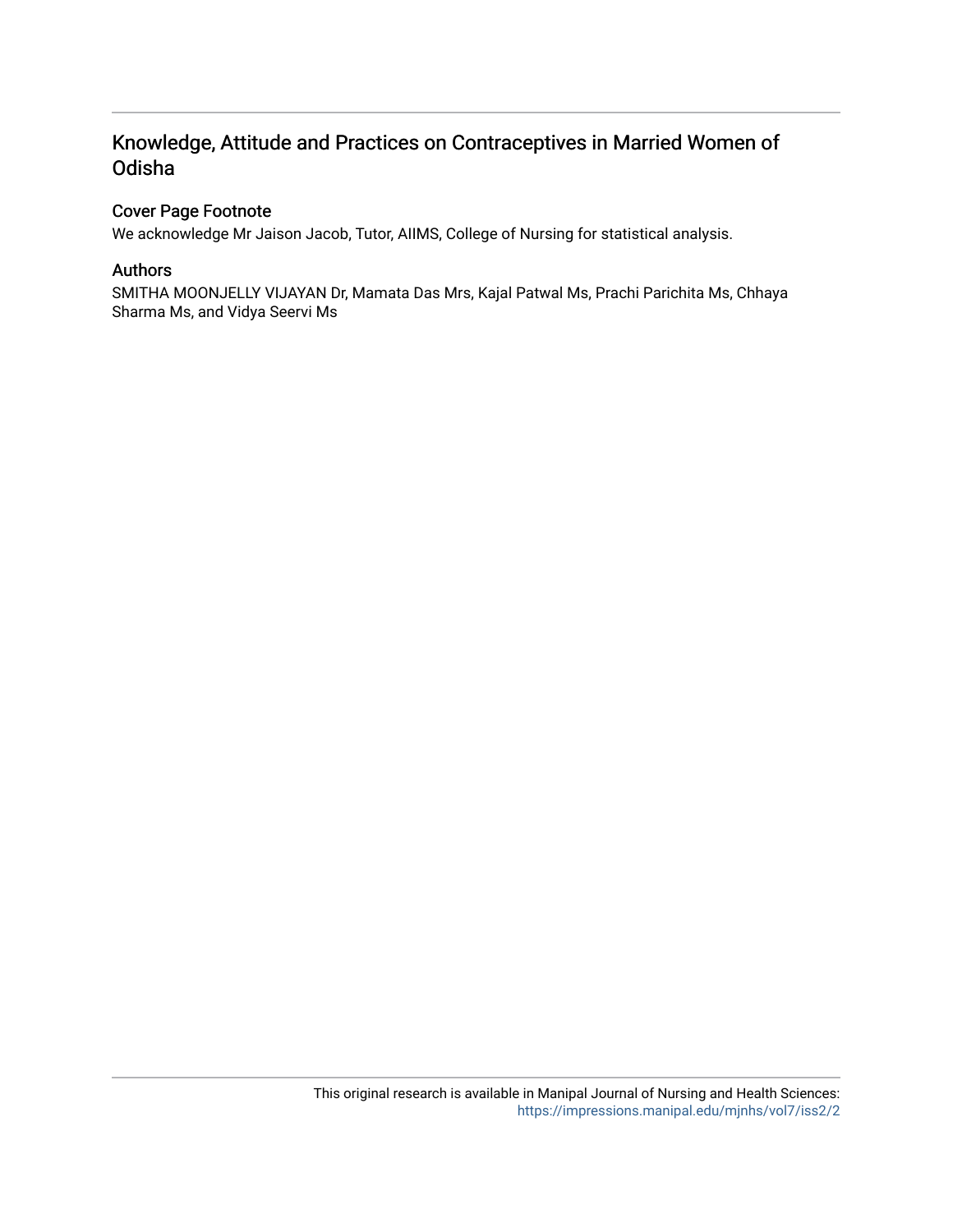# Knowledge, Attitude and Practices on Contraceptives in Married Women of Odisha

## Cover Page Footnote

We acknowledge Mr Jaison Jacob, Tutor, AIIMS, College of Nursing for statistical analysis.

## Authors

SMITHA MOONJELLY VIJAYAN Dr, Mamata Das Mrs, Kajal Patwal Ms, Prachi Parichita Ms, Chhaya Sharma Ms, and Vidya Seervi Ms

This original research is available in Manipal Journal of Nursing and Health Sciences: https://impressions.manipal.edu/mjnhs/vol7/iss2/2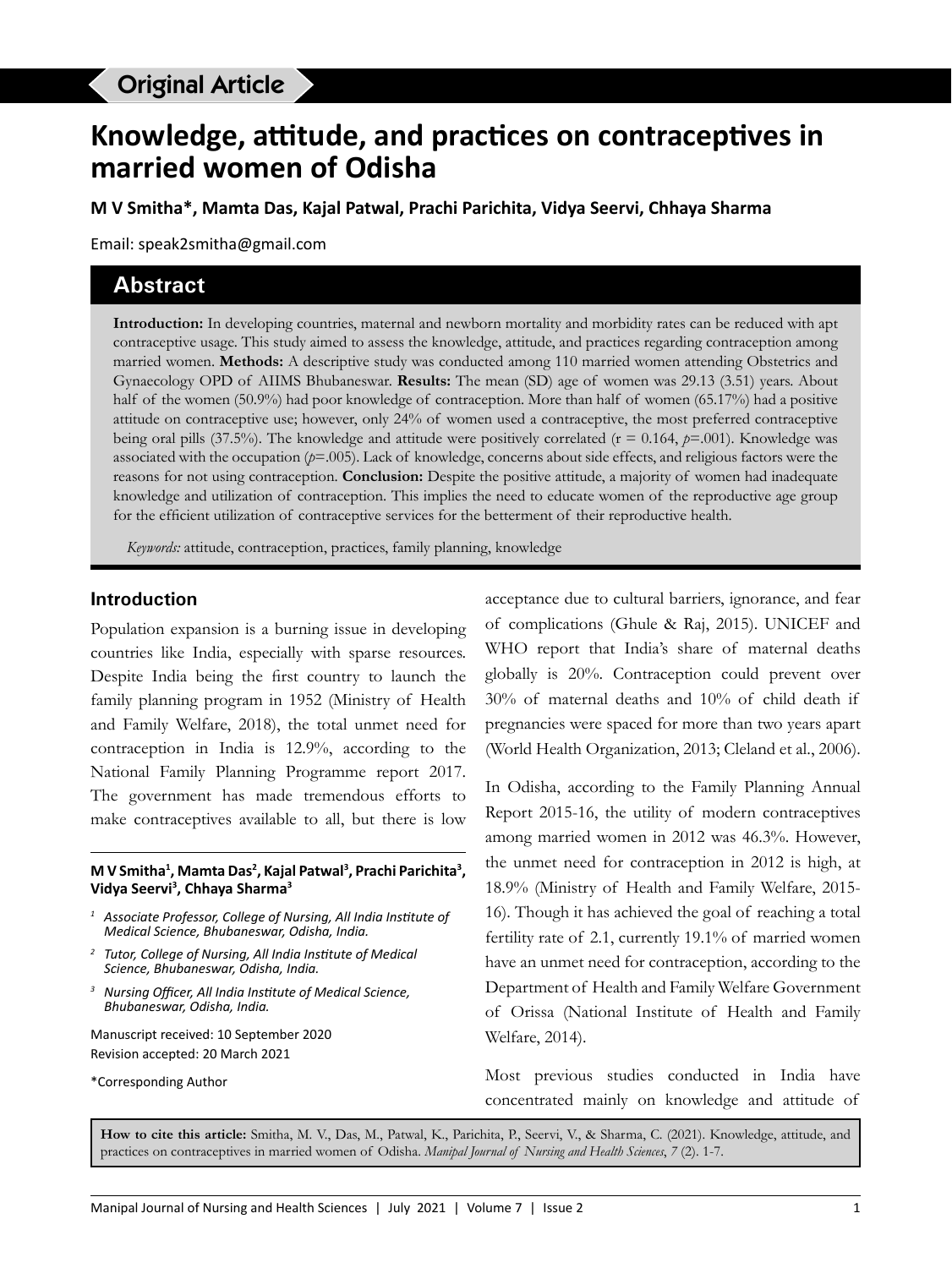Original Article

# Knowledge, attitude, and practices on contraceptives in married women of Odisha

**M V Smitha*, Mamta Das, Kajal Patwal, Prachi Parichita, Vidya Seervi, Chhaya Sharma**

Email: speak2smitha@gmail.com

## Abstract

**Introduction:** In developing countries, maternal and newborn mortality and morbidity rates can be reduced with apt contraceptive usage. This study aimed to assess the knowledge, attitude, and practices regarding contraception among married women. **Methods:** A descriptive study was conducted among 110 married women attending Obstetrics and Gynaecology OPD of AIIMS Bhubaneswar. **Results:** The mean (SD) age of women was 29.13 (3.51) years. About half of the women (50.9%) had poor knowledge of contraception. More than half of women (65.17%) had a positive attitude on contraceptive use; however, only 24% of women used a contraceptive, the most preferred contraceptive being oral pills (37.5%). The knowledge and attitude were positively correlated (r = 0.164, *p*=.001). Knowledge was associated with the occupation (*p*=.005). Lack of knowledge, concerns about side effects, and religious factors were the reasons for not using contraception. **Conclusion:** Despite the positive attitude, a majority of women had inadequate knowledge and utilization of contraception. This implies the need to educate women of the reproductive age group for the efficient utilization of contraceptive services for the betterment of their reproductive health.

*Keywords:* attitude, contraception, practices, family planning, knowledge

## Introduction

Population expansion is a burning issue in developing countries like India, especially with sparse resources. Despite India being the first country to launch the family planning program in 1952 (Ministry of Health and Family Welfare, 2018), the total unmet need for contraception in India is 12.9%, according to the National Family Planning Programme report 2017. The government has made tremendous efforts to make contraceptives available to all, but there is low acceptance due to cultural barriers, ignorance, and fear of complications (Ghule & Raj, 2015). UNICEF and WHO report that India's share of maternal deaths globally is 20%. Contraception could prevent over 30% of maternal deaths and 10% of child death if pregnancies were spaced for more than two years apart (World Health Organization, 2013; Cleland et al., 2006).

In Odisha, according to the Family Planning Annual Report 2015-16, the utility of modern contraceptives among married women in 2012 was 46.3%. However, the unmet need for contraception in 2012 is high, at 18.9% (Ministry of Health and Family Welfare, 2015-16). Though it has achieved the goal of reaching a total fertility rate of 2.1, currently 19.1% of married women have an unmet need for contraception, according to the Department of Health and Family Welfare Government of Orissa (National Institute of Health and Family Welfare, 2014).

Most previous studies conducted in India have concentrated mainly on knowledge and attitude of

**M V Smitha[1], Mamta Das[2], Kajal Patwal[3], Prachi Parichita[3], Vidya Seervi[3], Chhaya Sharma[3]**

[1] *Associate Professor, College of Nursing, All India Institute of Medical Science, Bhubaneswar, Odisha, India.*

[2] *Tutor, College of Nursing, All India Institute of Medical Science, Bhubaneswar, Odisha, India.*

[3] *Nursing Officer, All India Institute of Medical Science, Bhubaneswar, Odisha, India.*

Manuscript received: 10 September 2020
Revision accepted: 20 March 2021

*Corresponding Author

**How to cite this article:** Smitha, M. V., Das, M., Patwal, K., Parichita, P., Seervi, V., & Sharma, C. (2021). Knowledge, attitude, and practices on contraceptives in married women of Odisha. *Manipal Journal of Nursing and Health Sciences*, *7* (2). 1-7.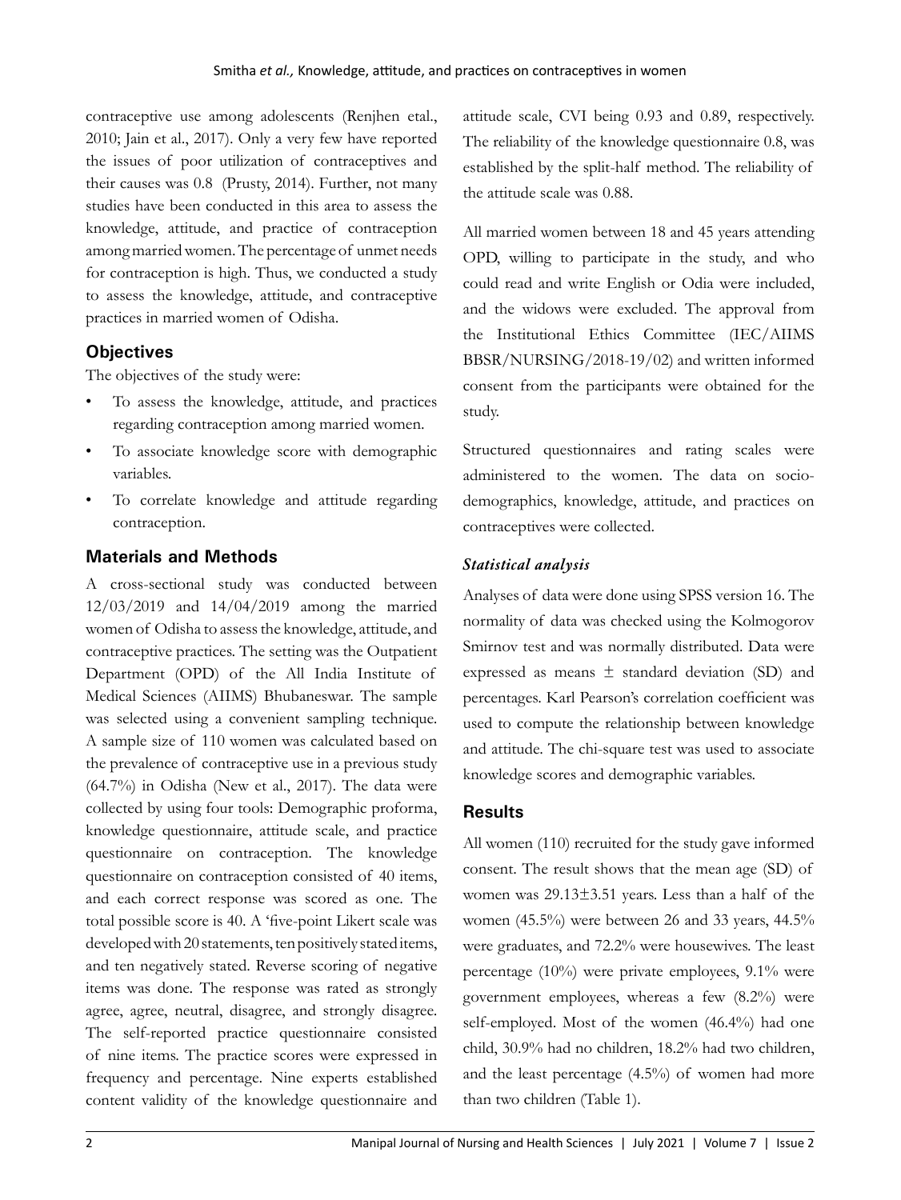contraceptive use among adolescents (Renjhen etal., 2010; Jain et al., 2017). Only a very few have reported the issues of poor utilization of contraceptives and their causes was 0.8 (Prusty, 2014). Further, not many studies have been conducted in this area to assess the knowledge, attitude, and practice of contraception among married women. The percentage of unmet needs for contraception is high. Thus, we conducted a study to assess the knowledge, attitude, and contraceptive practices in married women of Odisha.

## Objectives

The objectives of the study were:

- To assess the knowledge, attitude, and practices regarding contraception among married women.
- To associate knowledge score with demographic variables.
- To correlate knowledge and attitude regarding contraception.

## Materials and Methods

A cross-sectional study was conducted between 12/03/2019 and 14/04/2019 among the married women of Odisha to assess the knowledge, attitude, and contraceptive practices. The setting was the Outpatient Department (OPD) of the All India Institute of Medical Sciences (AIIMS) Bhubaneswar. The sample was selected using a convenient sampling technique. A sample size of 110 women was calculated based on the prevalence of contraceptive use in a previous study (64.7%) in Odisha (New et al., 2017). The data were collected by using four tools: Demographic proforma, knowledge questionnaire, attitude scale, and practice questionnaire on contraception. The knowledge questionnaire on contraception consisted of 40 items, and each correct response was scored as one. The total possible score is 40. A 'five-point Likert scale was developed with 20 statements, ten positively stated items, and ten negatively stated. Reverse scoring of negative items was done. The response was rated as strongly agree, agree, neutral, disagree, and strongly disagree. The self-reported practice questionnaire consisted of nine items. The practice scores were expressed in frequency and percentage. Nine experts established content validity of the knowledge questionnaire and attitude scale, CVI being 0.93 and 0.89, respectively. The reliability of the knowledge questionnaire 0.8, was established by the split-half method. The reliability of the attitude scale was 0.88.

All married women between 18 and 45 years attending OPD, willing to participate in the study, and who could read and write English or Odia were included, and the widows were excluded. The approval from the Institutional Ethics Committee (IEC/AIIMS BBSR/NURSING/2018-19/02) and written informed consent from the participants were obtained for the study.

Structured questionnaires and rating scales were administered to the women. The data on socio-demographics, knowledge, attitude, and practices on contraceptives were collected.

### *Statistical analysis*

Analyses of data were done using SPSS version 16. The normality of data was checked using the Kolmogorov Smirnov test and was normally distributed. Data were expressed as means ± standard deviation (SD) and percentages. Karl Pearson's correlation coefficient was used to compute the relationship between knowledge and attitude. The chi-square test was used to associate knowledge scores and demographic variables.

## Results

All women (110) recruited for the study gave informed consent. The result shows that the mean age (SD) of women was 29.13±3.51 years. Less than a half of the women (45.5%) were between 26 and 33 years, 44.5% were graduates, and 72.2% were housewives. The least percentage (10%) were private employees, 9.1% were government employees, whereas a few (8.2%) were self-employed. Most of the women (46.4%) had one child, 30.9% had no children, 18.2% had two children, and the least percentage (4.5%) of women had more than two children (Table 1).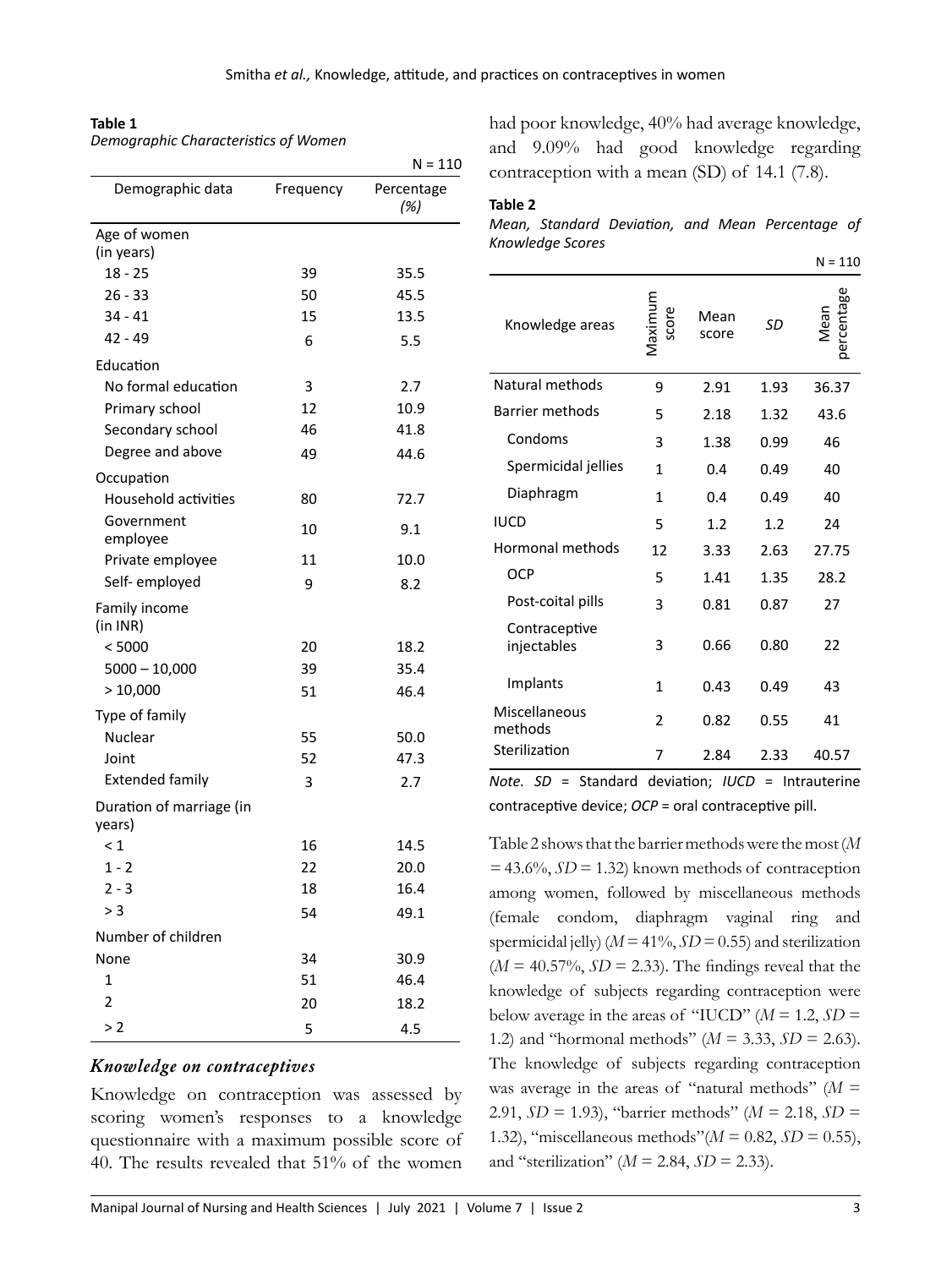**Table 1**
*Demographic Characteristics of Women*

N = 110

| Demographic data | Frequency | Percentage (%) |
|---|---|---|
| Age of women (in years) | | |
| 18 - 25 | 39 | 35.5 |
| 26 - 33 | 50 | 45.5 |
| 34 - 41 | 15 | 13.5 |
| 42 - 49 | 6 | 5.5 |
| Education | | |
| No formal education | 3 | 2.7 |
| Primary school | 12 | 10.9 |
| Secondary school | 46 | 41.8 |
| Degree and above | 49 | 44.6 |
| Occupation | | |
| Household activities | 80 | 72.7 |
| Government employee | 10 | 9.1 |
| Private employee | 11 | 10.0 |
| Self- employed | 9 | 8.2 |
| Family income (in INR) | | |
| < 5000 | 20 | 18.2 |
| 5000 – 10,000 | 39 | 35.4 |
| > 10,000 | 51 | 46.4 |
| Type of family | | |
| Nuclear | 55 | 50.0 |
| Joint | 52 | 47.3 |
| Extended family | 3 | 2.7 |
| Duration of marriage (in years) | | |
| < 1 | 16 | 14.5 |
| 1 - 2 | 22 | 20.0 |
| 2 - 3 | 18 | 16.4 |
| > 3 | 54 | 49.1 |
| Number of children | | |
| None | 34 | 30.9 |
| 1 | 51 | 46.4 |
| 2 | 20 | 18.2 |
| > 2 | 5 | 4.5 |

### *Knowledge on contraceptives*

Knowledge on contraception was assessed by scoring women's responses to a knowledge questionnaire with a maximum possible score of 40. The results revealed that 51% of the women had poor knowledge, 40% had average knowledge, and 9.09% had good knowledge regarding contraception with a mean (SD) of 14.1 (7.8).

**Table 2**
*Mean, Standard Deviation, and Mean Percentage of Knowledge Scores*

N = 110

| Knowledge areas | Maximum score | Mean score | *SD* | Mean percentage |
|---|---|---|---|---|
| Natural methods | 9 | 2.91 | 1.93 | 36.37 |
| Barrier methods | 5 | 2.18 | 1.32 | 43.6 |
| Condoms | 3 | 1.38 | 0.99 | 46 |
| Spermicidal jellies | 1 | 0.4 | 0.49 | 40 |
| Diaphragm | 1 | 0.4 | 0.49 | 40 |
| IUCD | 5 | 1.2 | 1.2 | 24 |
| Hormonal methods | 12 | 3.33 | 2.63 | 27.75 |
| OCP | 5 | 1.41 | 1.35 | 28.2 |
| Post-coital pills | 3 | 0.81 | 0.87 | 27 |
| Contraceptive injectables | 3 | 0.66 | 0.80 | 22 |
| Implants | 1 | 0.43 | 0.49 | 43 |
| Miscellaneous methods | 2 | 0.82 | 0.55 | 41 |
| Sterilization | 7 | 2.84 | 2.33 | 40.57 |

*Note. SD* = Standard deviation; *IUCD* = Intrauterine contraceptive device; *OCP* = oral contraceptive pill.

Table 2 shows that the barrier methods were the most ($M = 43.6\%$, $SD = 1.32$) known methods of contraception among women, followed by miscellaneous methods (female condom, diaphragm vaginal ring and spermicidal jelly) ($M = 41\%$, $SD = 0.55$) and sterilization ($M = 40.57\%$, $SD = 2.33$). The findings reveal that the knowledge of subjects regarding contraception were below average in the areas of "IUCD" ($M = 1.2$, $SD = 1.2$) and "hormonal methods" ($M = 3.33$, $SD = 2.63$). The knowledge of subjects regarding contraception was average in the areas of "natural methods" ($M = 2.91$, $SD = 1.93$), "barrier methods" ($M = 2.18$, $SD = 1.32$), "miscellaneous methods"($M = 0.82$, $SD = 0.55$), and "sterilization" ($M = 2.84$, $SD = 2.33$).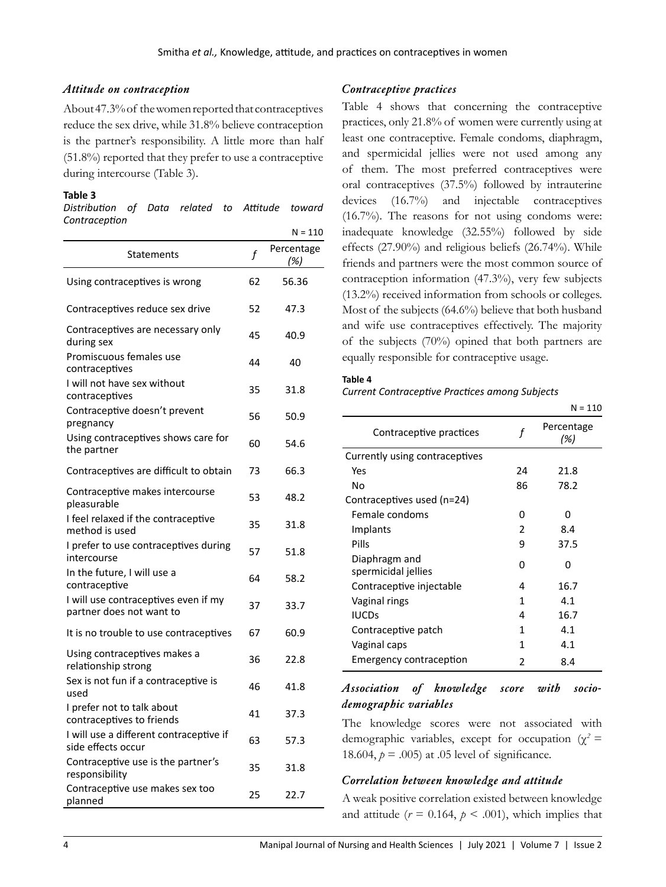### *Attitude on contraception*

About 47.3% of the women reported that contraceptives reduce the sex drive, while 31.8% believe contraception is the partner's responsibility. A little more than half (51.8%) reported that they prefer to use a contraceptive during intercourse (Table 3).

**Table 3**

*Distribution of Data related to Attitude toward Contraception*

N = 110

| Statements | *f* | Percentage *(%)* |
|---|---|---|
| Using contraceptives is wrong | 62 | 56.36 |
| Contraceptives reduce sex drive | 52 | 47.3 |
| Contraceptives are necessary only during sex | 45 | 40.9 |
| Promiscuous females use contraceptives | 44 | 40 |
| I will not have sex without contraceptives | 35 | 31.8 |
| Contraceptive doesn't prevent pregnancy | 56 | 50.9 |
| Using contraceptives shows care for the partner | 60 | 54.6 |
| Contraceptives are difficult to obtain | 73 | 66.3 |
| Contraceptive makes intercourse pleasurable | 53 | 48.2 |
| I feel relaxed if the contraceptive method is used | 35 | 31.8 |
| I prefer to use contraceptives during intercourse | 57 | 51.8 |
| In the future, I will use a contraceptive | 64 | 58.2 |
| I will use contraceptives even if my partner does not want to | 37 | 33.7 |
| It is no trouble to use contraceptives | 67 | 60.9 |
| Using contraceptives makes a relationship strong | 36 | 22.8 |
| Sex is not fun if a contraceptive is used | 46 | 41.8 |
| I prefer not to talk about contraceptives to friends | 41 | 37.3 |
| I will use a different contraceptive if side effects occur | 63 | 57.3 |
| Contraceptive use is the partner's responsibility | 35 | 31.8 |
| Contraceptive use makes sex too planned | 25 | 22.7 |

### *Contraceptive practices*

Table 4 shows that concerning the contraceptive practices, only 21.8% of women were currently using at least one contraceptive. Female condoms, diaphragm, and spermicidal jellies were not used among any of them. The most preferred contraceptives were oral contraceptives (37.5%) followed by intrauterine devices (16.7%) and injectable contraceptives (16.7%). The reasons for not using condoms were: inadequate knowledge (32.55%) followed by side effects (27.90%) and religious beliefs (26.74%). While friends and partners were the most common source of contraception information (47.3%), very few subjects (13.2%) received information from schools or colleges. Most of the subjects (64.6%) believe that both husband and wife use contraceptives effectively. The majority of the subjects (70%) opined that both partners are equally responsible for contraceptive usage.

**Table 4**

*Current Contraceptive Practices among Subjects*

N = 110

| Contraceptive practices | *f* | Percentage *(%)* |
|---|---|---|
| Currently using contraceptives | | |
| Yes | 24 | 21.8 |
| No | 86 | 78.2 |
| Contraceptives used (n=24) | | |
| Female condoms | 0 | 0 |
| Implants | 2 | 8.4 |
| Pills | 9 | 37.5 |
| Diaphragm and spermicidal jellies | 0 | 0 |
| Contraceptive injectable | 4 | 16.7 |
| Vaginal rings | 1 | 4.1 |
| IUCDs | 4 | 16.7 |
| Contraceptive patch | 1 | 4.1 |
| Vaginal caps | 1 | 4.1 |
| Emergency contraception | 2 | 8.4 |

### *Association of knowledge score with socio-demographic variables*

The knowledge scores were not associated with demographic variables, except for occupation ($\chi^2$ = 18.604, $p$ = .005) at .05 level of significance.

### *Correlation between knowledge and attitude*

A weak positive correlation existed between knowledge and attitude ($r$ = 0.164, $p$ < .001), which implies that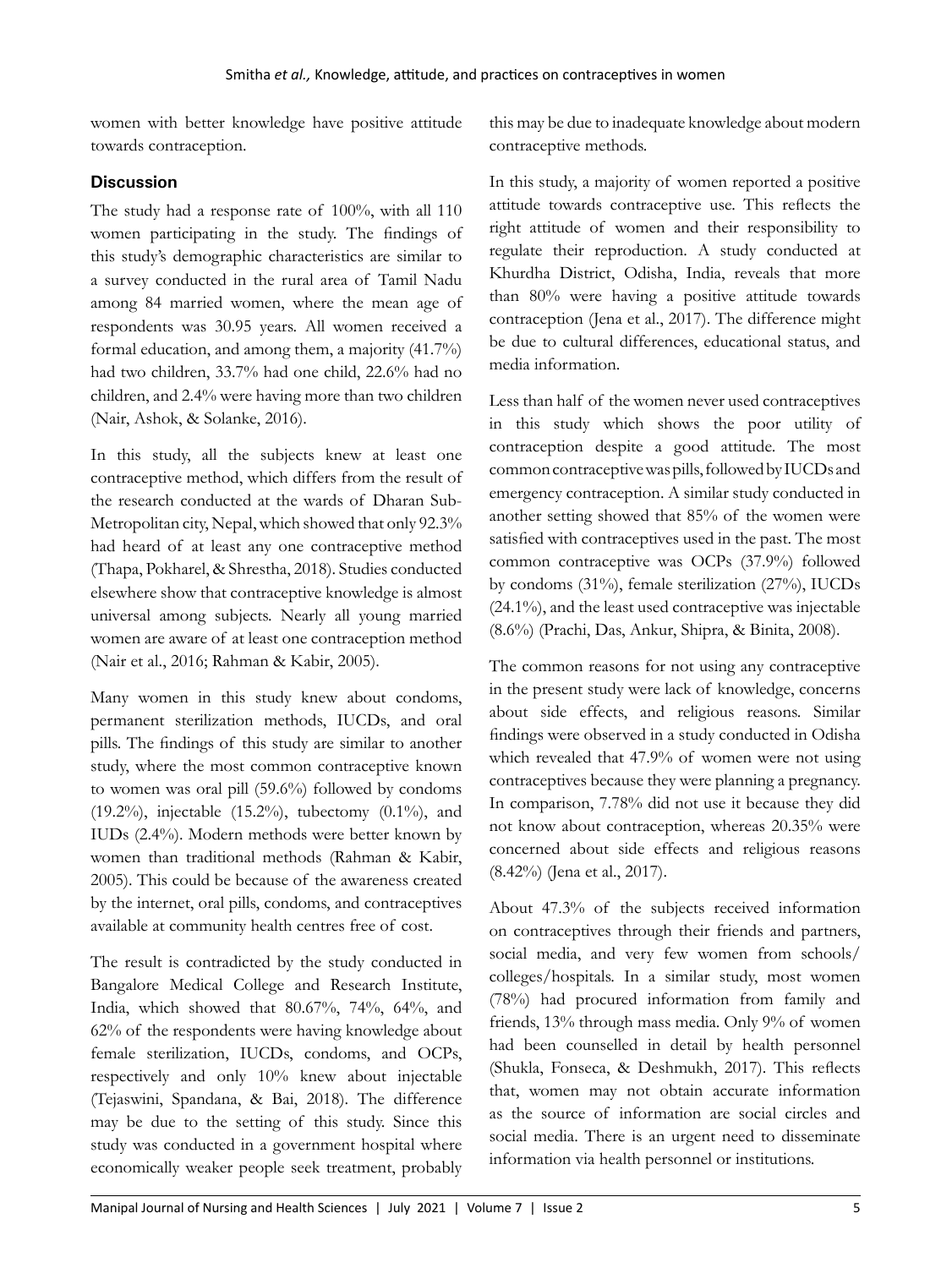women with better knowledge have positive attitude towards contraception.

## Discussion

The study had a response rate of 100%, with all 110 women participating in the study. The findings of this study's demographic characteristics are similar to a survey conducted in the rural area of Tamil Nadu among 84 married women, where the mean age of respondents was 30.95 years. All women received a formal education, and among them, a majority (41.7%) had two children, 33.7% had one child, 22.6% had no children, and 2.4% were having more than two children (Nair, Ashok, & Solanke, 2016).

In this study, all the subjects knew at least one contraceptive method, which differs from the result of the research conducted at the wards of Dharan Sub-Metropolitan city, Nepal, which showed that only 92.3% had heard of at least any one contraceptive method (Thapa, Pokharel, & Shrestha, 2018). Studies conducted elsewhere show that contraceptive knowledge is almost universal among subjects. Nearly all young married women are aware of at least one contraception method (Nair et al., 2016; Rahman & Kabir, 2005).

Many women in this study knew about condoms, permanent sterilization methods, IUCDs, and oral pills. The findings of this study are similar to another study, where the most common contraceptive known to women was oral pill (59.6%) followed by condoms (19.2%), injectable (15.2%), tubectomy (0.1%), and IUDs (2.4%). Modern methods were better known by women than traditional methods (Rahman & Kabir, 2005). This could be because of the awareness created by the internet, oral pills, condoms, and contraceptives available at community health centres free of cost.

The result is contradicted by the study conducted in Bangalore Medical College and Research Institute, India, which showed that 80.67%, 74%, 64%, and 62% of the respondents were having knowledge about female sterilization, IUCDs, condoms, and OCPs, respectively and only 10% knew about injectable (Tejaswini, Spandana, & Bai, 2018). The difference may be due to the setting of this study. Since this study was conducted in a government hospital where economically weaker people seek treatment, probably this may be due to inadequate knowledge about modern contraceptive methods.

In this study, a majority of women reported a positive attitude towards contraceptive use. This reflects the right attitude of women and their responsibility to regulate their reproduction. A study conducted at Khurdha District, Odisha, India, reveals that more than 80% were having a positive attitude towards contraception (Jena et al., 2017). The difference might be due to cultural differences, educational status, and media information.

Less than half of the women never used contraceptives in this study which shows the poor utility of contraception despite a good attitude. The most common contraceptive was pills, followed by IUCDs and emergency contraception. A similar study conducted in another setting showed that 85% of the women were satisfied with contraceptives used in the past. The most common contraceptive was OCPs (37.9%) followed by condoms (31%), female sterilization (27%), IUCDs (24.1%), and the least used contraceptive was injectable (8.6%) (Prachi, Das, Ankur, Shipra, & Binita, 2008).

The common reasons for not using any contraceptive in the present study were lack of knowledge, concerns about side effects, and religious reasons. Similar findings were observed in a study conducted in Odisha which revealed that 47.9% of women were not using contraceptives because they were planning a pregnancy. In comparison, 7.78% did not use it because they did not know about contraception, whereas 20.35% were concerned about side effects and religious reasons (8.42%) (Jena et al., 2017).

About 47.3% of the subjects received information on contraceptives through their friends and partners, social media, and very few women from schools/colleges/hospitals. In a similar study, most women (78%) had procured information from family and friends, 13% through mass media. Only 9% of women had been counselled in detail by health personnel (Shukla, Fonseca, & Deshmukh, 2017). This reflects that, women may not obtain accurate information as the source of information are social circles and social media. There is an urgent need to disseminate information via health personnel or institutions.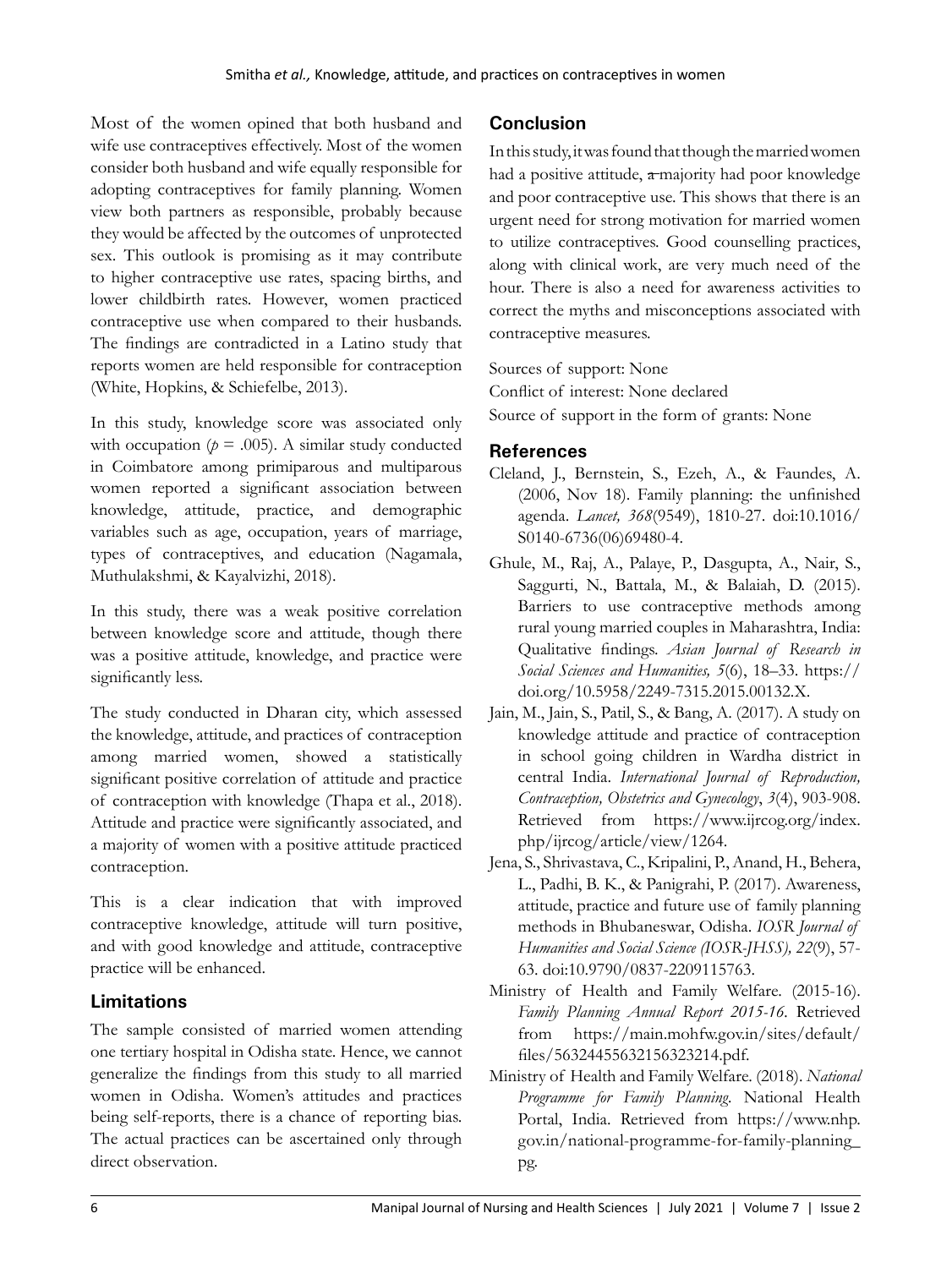Most of the women opined that both husband and wife use contraceptives effectively. Most of the women consider both husband and wife equally responsible for adopting contraceptives for family planning. Women view both partners as responsible, probably because they would be affected by the outcomes of unprotected sex. This outlook is promising as it may contribute to higher contraceptive use rates, spacing births, and lower childbirth rates. However, women practiced contraceptive use when compared to their husbands. The findings are contradicted in a Latino study that reports women are held responsible for contraception (White, Hopkins, & Schiefelbe, 2013).

In this study, knowledge score was associated only with occupation ($p = .005$). A similar study conducted in Coimbatore among primiparous and multiparous women reported a significant association between knowledge, attitude, practice, and demographic variables such as age, occupation, years of marriage, types of contraceptives, and education (Nagamala, Muthulakshmi, & Kayalvizhi, 2018).

In this study, there was a weak positive correlation between knowledge score and attitude, though there was a positive attitude, knowledge, and practice were significantly less.

The study conducted in Dharan city, which assessed the knowledge, attitude, and practices of contraception among married women, showed a statistically significant positive correlation of attitude and practice of contraception with knowledge (Thapa et al., 2018). Attitude and practice were significantly associated, and a majority of women with a positive attitude practiced contraception.

This is a clear indication that with improved contraceptive knowledge, attitude will turn positive, and with good knowledge and attitude, contraceptive practice will be enhanced.

## Limitations

The sample consisted of married women attending one tertiary hospital in Odisha state. Hence, we cannot generalize the findings from this study to all married women in Odisha. Women's attitudes and practices being self-reports, there is a chance of reporting bias. The actual practices can be ascertained only through direct observation.

## Conclusion

In this study, it was found that though the married women had a positive attitude, ~~a~~ majority had poor knowledge and poor contraceptive use. This shows that there is an urgent need for strong motivation for married women to utilize contraceptives. Good counselling practices, along with clinical work, are very much need of the hour. There is also a need for awareness activities to correct the myths and misconceptions associated with contraceptive measures.

Sources of support: None

Conflict of interest: None declared

Source of support in the form of grants: None

## References

Cleland, J., Bernstein, S., Ezeh, A., & Faundes, A. (2006, Nov 18). Family planning: the unfinished agenda. *Lancet, 368*(9549), 1810-27. doi:10.1016/S0140-6736(06)69480-4.

Ghule, M., Raj, A., Palaye, P., Dasgupta, A., Nair, S., Saggurti, N., Battala, M., & Balaiah, D. (2015). Barriers to use contraceptive methods among rural young married couples in Maharashtra, India: Qualitative findings. *Asian Journal of Research in Social Sciences and Humanities, 5*(6), 18–33. https://doi.org/10.5958/2249-7315.2015.00132.X.

Jain, M., Jain, S., Patil, S., & Bang, A. (2017). A study on knowledge attitude and practice of contraception in school going children in Wardha district in central India. *International Journal of Reproduction, Contraception, Obstetrics and Gynecology*, *3*(4), 903-908. Retrieved from https://www.ijrcog.org/index.php/ijrcog/article/view/1264.

Jena, S., Shrivastava, C., Kripalini, P., Anand, H., Behera, L., Padhi, B. K., & Panigrahi, P. (2017). Awareness, attitude, practice and future use of family planning methods in Bhubaneswar, Odisha. *IOSR Journal of Humanities and Social Science (IOSR-JHSS), 22*(9), 57-63. doi:10.9790/0837-2209115763.

Ministry of Health and Family Welfare. (2015-16). *Family Planning Annual Report 2015-16*. Retrieved from https://main.mohfw.gov.in/sites/default/files/56324455632156323214.pdf.

Ministry of Health and Family Welfare. (2018). *National Programme for Family Planning*. National Health Portal, India. Retrieved from https://www.nhp.gov.in/national-programme-for-family-planning_pg.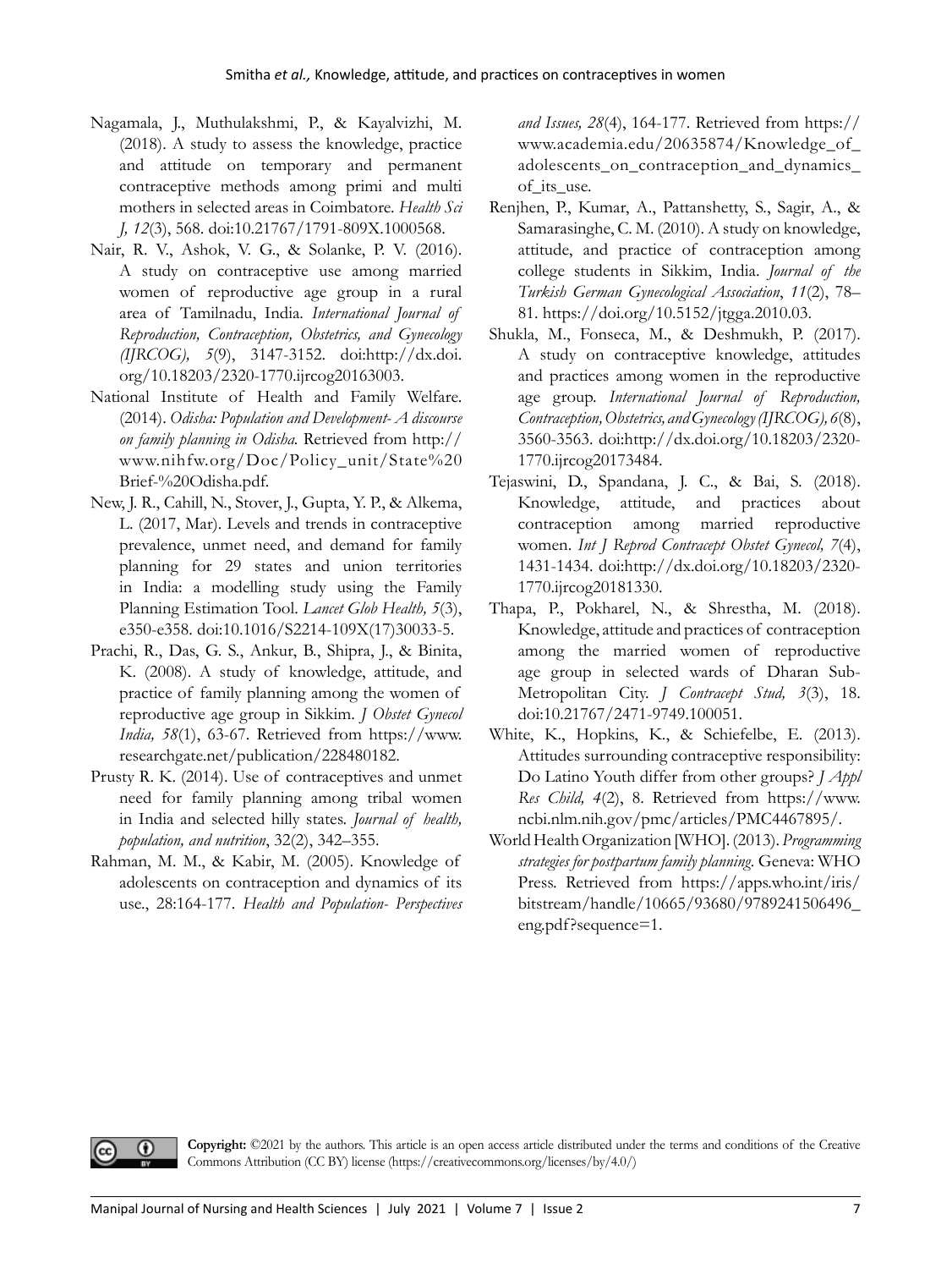Nagamala, J., Muthulakshmi, P., & Kayalvizhi, M. (2018). A study to assess the knowledge, practice and attitude on temporary and permanent contraceptive methods among primi and multi mothers in selected areas in Coimbatore. *Health Sci J, 12*(3), 568. doi:10.21767/1791-809X.1000568.

Nair, R. V., Ashok, V. G., & Solanke, P. V. (2016). A study on contraceptive use among married women of reproductive age group in a rural area of Tamilnadu, India. *International Journal of Reproduction, Contraception, Obstetrics, and Gynecology (IJRCOG), 5*(9), 3147-3152. doi:http://dx.doi.org/10.18203/2320-1770.ijrcog20163003.

National Institute of Health and Family Welfare. (2014). *Odisha: Population and Development- A discourse on family planning in Odisha.* Retrieved from http://www.nihfw.org/Doc/Policy_unit/State%20Brief-%20Odisha.pdf.

New, J. R., Cahill, N., Stover, J., Gupta, Y. P., & Alkema, L. (2017, Mar). Levels and trends in contraceptive prevalence, unmet need, and demand for family planning for 29 states and union territories in India: a modelling study using the Family Planning Estimation Tool. *Lancet Glob Health, 5*(3), e350-e358. doi:10.1016/S2214-109X(17)30033-5.

Prachi, R., Das, G. S., Ankur, B., Shipra, J., & Binita, K. (2008). A study of knowledge, attitude, and practice of family planning among the women of reproductive age group in Sikkim. *J Obstet Gynecol India, 58*(1), 63-67. Retrieved from https://www.researchgate.net/publication/228480182.

Prusty R. K. (2014). Use of contraceptives and unmet need for family planning among tribal women in India and selected hilly states. *Journal of health, population, and nutrition*, 32(2), 342–355.

Rahman, M. M., & Kabir, M. (2005). Knowledge of adolescents on contraception and dynamics of its use., 28:164-177. *Health and Population- Perspectives and Issues, 28*(4), 164-177. Retrieved from https://www.academia.edu/20635874/Knowledge_of_adolescents_on_contraception_and_dynamics_of_its_use.

Renjhen, P., Kumar, A., Pattanshetty, S., Sagir, A., & Samarasinghe, C. M. (2010). A study on knowledge, attitude, and practice of contraception among college students in Sikkim, India. *Journal of the Turkish German Gynecological Association*, *11*(2), 78–81. https://doi.org/10.5152/jtgga.2010.03.

Shukla, M., Fonseca, M., & Deshmukh, P. (2017). A study on contraceptive knowledge, attitudes and practices among women in the reproductive age group. *International Journal of Reproduction, Contraception, Obstetrics, and Gynecology (IJRCOG), 6*(8), 3560-3563. doi:http://dx.doi.org/10.18203/2320-1770.ijrcog20173484.

Tejaswini, D., Spandana, J. C., & Bai, S. (2018). Knowledge, attitude, and practices about contraception among married reproductive women. *Int J Reprod Contracept Obstet Gynecol, 7*(4), 1431-1434. doi:http://dx.doi.org/10.18203/2320-1770.ijrcog20181330.

Thapa, P., Pokharel, N., & Shrestha, M. (2018). Knowledge, attitude and practices of contraception among the married women of reproductive age group in selected wards of Dharan Sub-Metropolitan City. *J Contracept Stud, 3*(3), 18. doi:10.21767/2471-9749.100051.

White, K., Hopkins, K., & Schiefelbe, E. (2013). Attitudes surrounding contraceptive responsibility: Do Latino Youth differ from other groups? *J Appl Res Child, 4*(2), 8. Retrieved from https://www.ncbi.nlm.nih.gov/pmc/articles/PMC4467895/.

World Health Organization [WHO]. (2013). *Programming strategies for postpartum family planning*. Geneva: WHO Press. Retrieved from https://apps.who.int/iris/bitstream/handle/10665/93680/9789241506496_eng.pdf?sequence=1.

**Copyright:** ©2021 by the authors. This article is an open access article distributed under the terms and conditions of the Creative Commons Attribution (CC BY) license (https://creativecommons.org/licenses/by/4.0/)